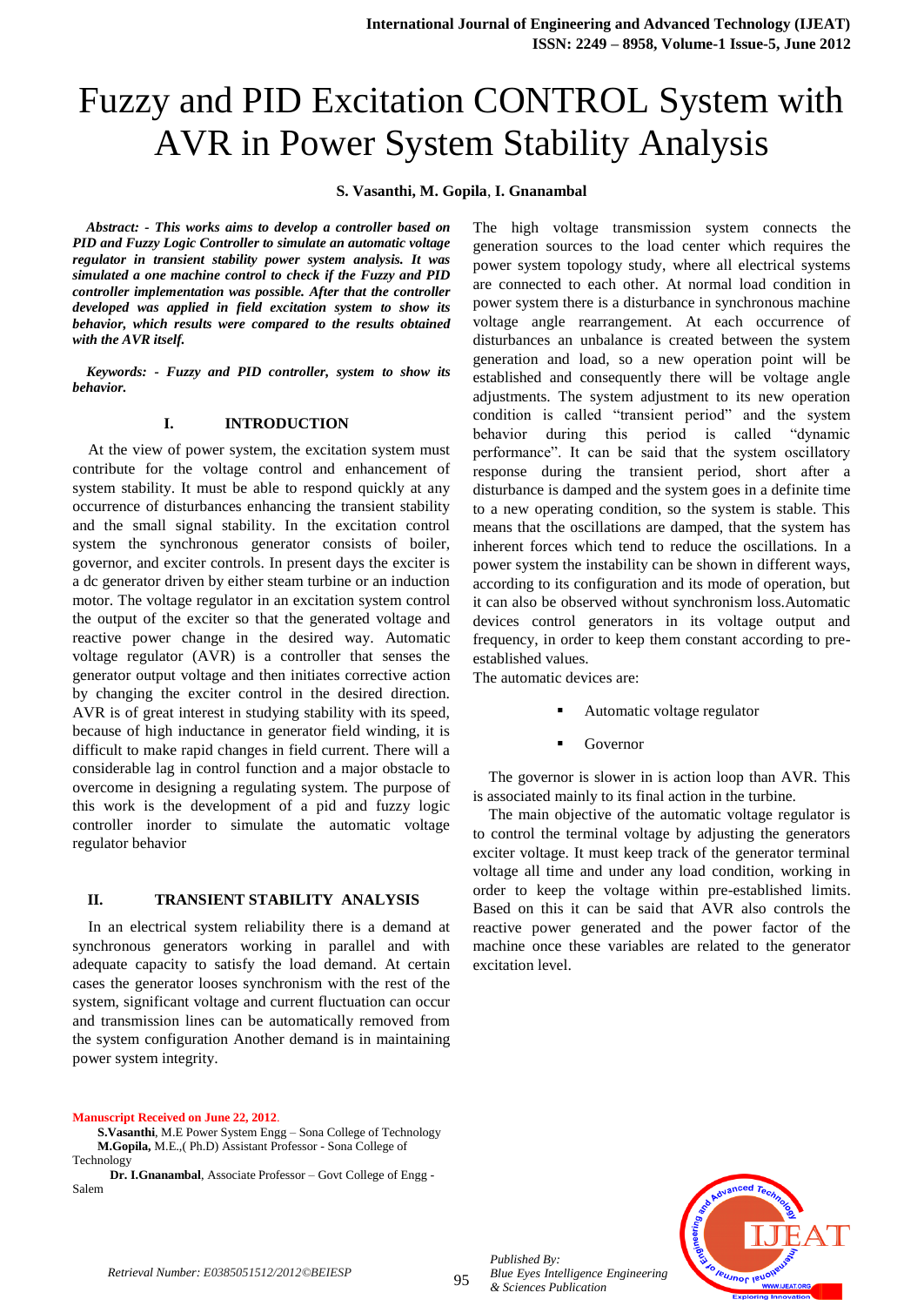# Fuzzy and PID Excitation CONTROL System with AVR in Power System Stability Analysis

**S. Vasanthi, M. Gopila, I. Gnanambal**

***Abstract: - This works aims to develop a controller based on PID and Fuzzy Logic Controller to simulate an automatic voltage regulator in transient stability power system analysis. It was simulated a one machine control to check if the Fuzzy and PID controller implementation was possible. After that the controller developed was applied in field excitation system to show its behavior, which results were compared to the results obtained with the AVR itself.***

***Keywords: - Fuzzy and PID controller, system to show its behavior.***

## I. INTRODUCTION

At the view of power system, the excitation system must contribute for the voltage control and enhancement of system stability. It must be able to respond quickly at any occurrence of disturbances enhancing the transient stability and the small signal stability. In the excitation control system the synchronous generator consists of boiler, governor, and exciter controls. In present days the exciter is a dc generator driven by either steam turbine or an induction motor. The voltage regulator in an excitation system control the output of the exciter so that the generated voltage and reactive power change in the desired way. Automatic voltage regulator (AVR) is a controller that senses the generator output voltage and then initiates corrective action by changing the exciter control in the desired direction. AVR is of great interest in studying stability with its speed, because of high inductance in generator field winding, it is difficult to make rapid changes in field current. There will a considerable lag in control function and a major obstacle to overcome in designing a regulating system. The purpose of this work is the development of a pid and fuzzy logic controller inorder to simulate the automatic voltage regulator behavior

## II. TRANSIENT STABILITY ANALYSIS

In an electrical system reliability there is a demand at synchronous generators working in parallel and with adequate capacity to satisfy the load demand. At certain cases the generator looses synchronism with the rest of the system, significant voltage and current fluctuation can occur and transmission lines can be automatically removed from the system configuration Another demand is in maintaining power system integrity.

The high voltage transmission system connects the generation sources to the load center which requires the power system topology study, where all electrical systems are connected to each other. At normal load condition in power system there is a disturbance in synchronous machine voltage angle rearrangement. At each occurrence of disturbances an unbalance is created between the system generation and load, so a new operation point will be established and consequently there will be voltage angle adjustments. The system adjustment to its new operation condition is called "transient period" and the system behavior during this period is called "dynamic performance". It can be said that the system oscillatory response during the transient period, short after a disturbance is damped and the system goes in a definite time to a new operating condition, so the system is stable. This means that the oscillations are damped, that the system has inherent forces which tend to reduce the oscillations. In a power system the instability can be shown in different ways, according to its configuration and its mode of operation, but it can also be observed without synchronism loss.Automatic devices control generators in its voltage output and frequency, in order to keep them constant according to pre-established values.

The automatic devices are:

- Automatic voltage regulator
- Governor

The governor is slower in is action loop than AVR. This is associated mainly to its final action in the turbine.

The main objective of the automatic voltage regulator is to control the terminal voltage by adjusting the generators exciter voltage. It must keep track of the generator terminal voltage all time and under any load condition, working in order to keep the voltage within pre-established limits. Based on this it can be said that AVR also controls the reactive power generated and the power factor of the machine once these variables are related to the generator excitation level.

**Manuscript Received on June 22, 2012**.

**S.Vasanthi**, M.E Power System Engg – Sona College of Technology

**M.Gopila,** M.E.,( Ph.D) Assistant Professor - Sona College of Technology

**Dr. I.Gnanambal**, Associate Professor – Govt College of Engg - Salem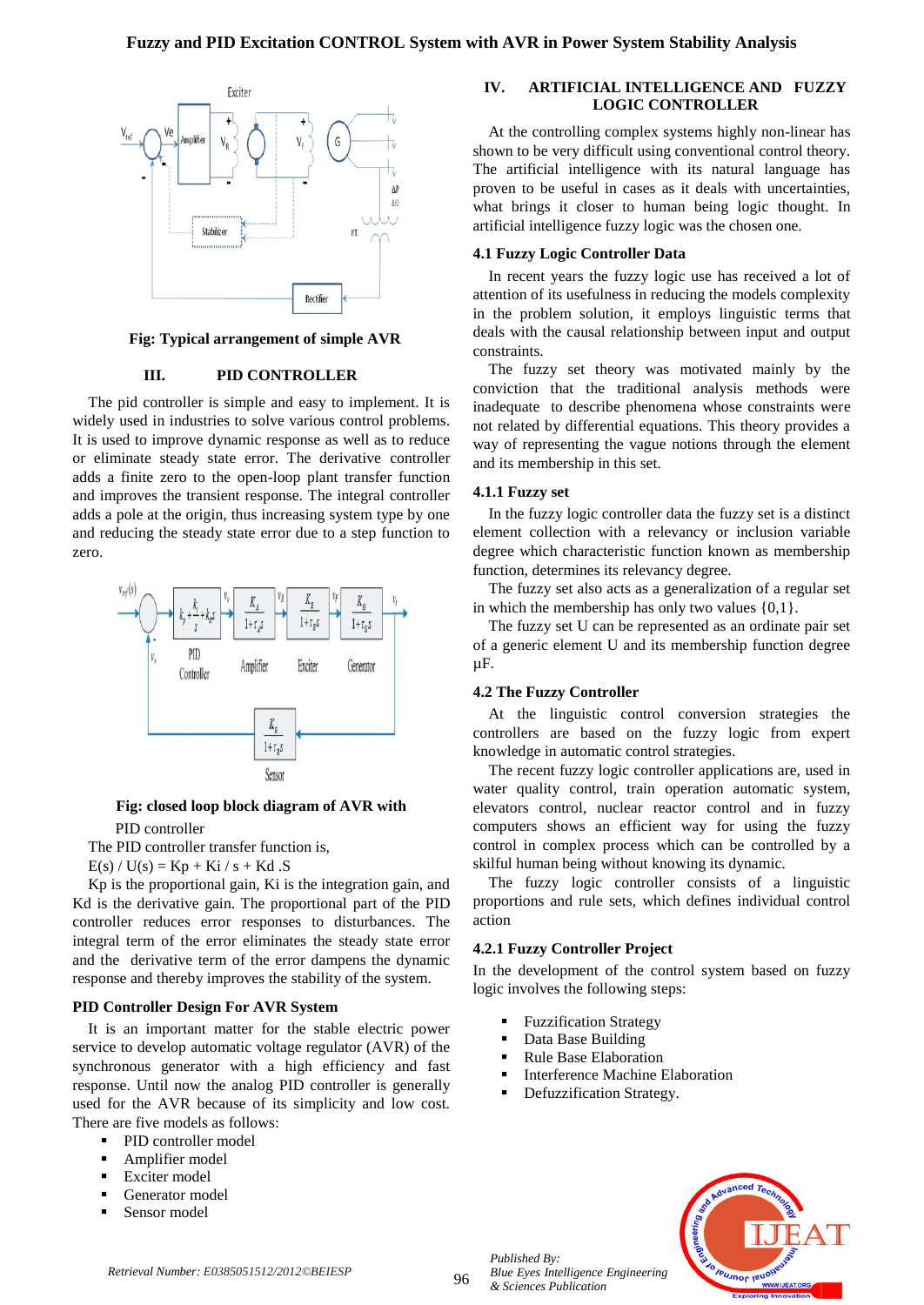**Fig: Typical arrangement of simple AVR**

## III. PID CONTROLLER

The pid controller is simple and easy to implement. It is widely used in industries to solve various control problems. It is used to improve dynamic response as well as to reduce or eliminate steady state error. The derivative controller adds a finite zero to the open-loop plant transfer function and improves the transient response. The integral controller adds a pole at the origin, thus increasing system type by one and reducing the steady state error due to a step function to zero.

**Fig: closed loop block diagram of AVR with**

PID controller

The PID controller transfer function is,

E(s) / U(s) = Kp + Ki / s + Kd .S

Kp is the proportional gain, Ki is the integration gain, and Kd is the derivative gain. The proportional part of the PID controller reduces error responses to disturbances. The integral term of the error eliminates the steady state error and the derivative term of the error dampens the dynamic response and thereby improves the stability of the system.

### PID Controller Design For AVR System

It is an important matter for the stable electric power service to develop automatic voltage regulator (AVR) of the synchronous generator with a high efficiency and fast response. Until now the analog PID controller is generally used for the AVR because of its simplicity and low cost. There are five models as follows:

- PID controller model
- Amplifier model
- Exciter model
- Generator model
- Sensor model

## IV. ARTIFICIAL INTELLIGENCE AND FUZZY LOGIC CONTROLLER

At the controlling complex systems highly non-linear has shown to be very difficult using conventional control theory. The artificial intelligence with its natural language has proven to be useful in cases as it deals with uncertainties, what brings it closer to human being logic thought. In artificial intelligence fuzzy logic was the chosen one.

### 4.1 Fuzzy Logic Controller Data

In recent years the fuzzy logic use has received a lot of attention of its usefulness in reducing the models complexity in the problem solution, it employs linguistic terms that deals with the causal relationship between input and output constraints.

The fuzzy set theory was motivated mainly by the conviction that the traditional analysis methods were inadequate to describe phenomena whose constraints were not related by differential equations. This theory provides a way of representing the vague notions through the element and its membership in this set.

### 4.1.1 Fuzzy set

In the fuzzy logic controller data the fuzzy set is a distinct element collection with a relevancy or inclusion variable degree which characteristic function known as membership function, determines its relevancy degree.

The fuzzy set also acts as a generalization of a regular set in which the membership has only two values {0,1}.

The fuzzy set U can be represented as an ordinate pair set of a generic element U and its membership function degree µF.

### 4.2 The Fuzzy Controller

At the linguistic control conversion strategies the controllers are based on the fuzzy logic from expert knowledge in automatic control strategies.

The recent fuzzy logic controller applications are, used in water quality control, train operation automatic system, elevators control, nuclear reactor control and in fuzzy computers shows an efficient way for using the fuzzy control in complex process which can be controlled by a skilful human being without knowing its dynamic.

The fuzzy logic controller consists of a linguistic proportions and rule sets, which defines individual control action

### 4.2.1 Fuzzy Controller Project

In the development of the control system based on fuzzy logic involves the following steps:

- Fuzzification Strategy
- Data Base Building
- Rule Base Elaboration
- Interference Machine Elaboration
- Defuzzification Strategy.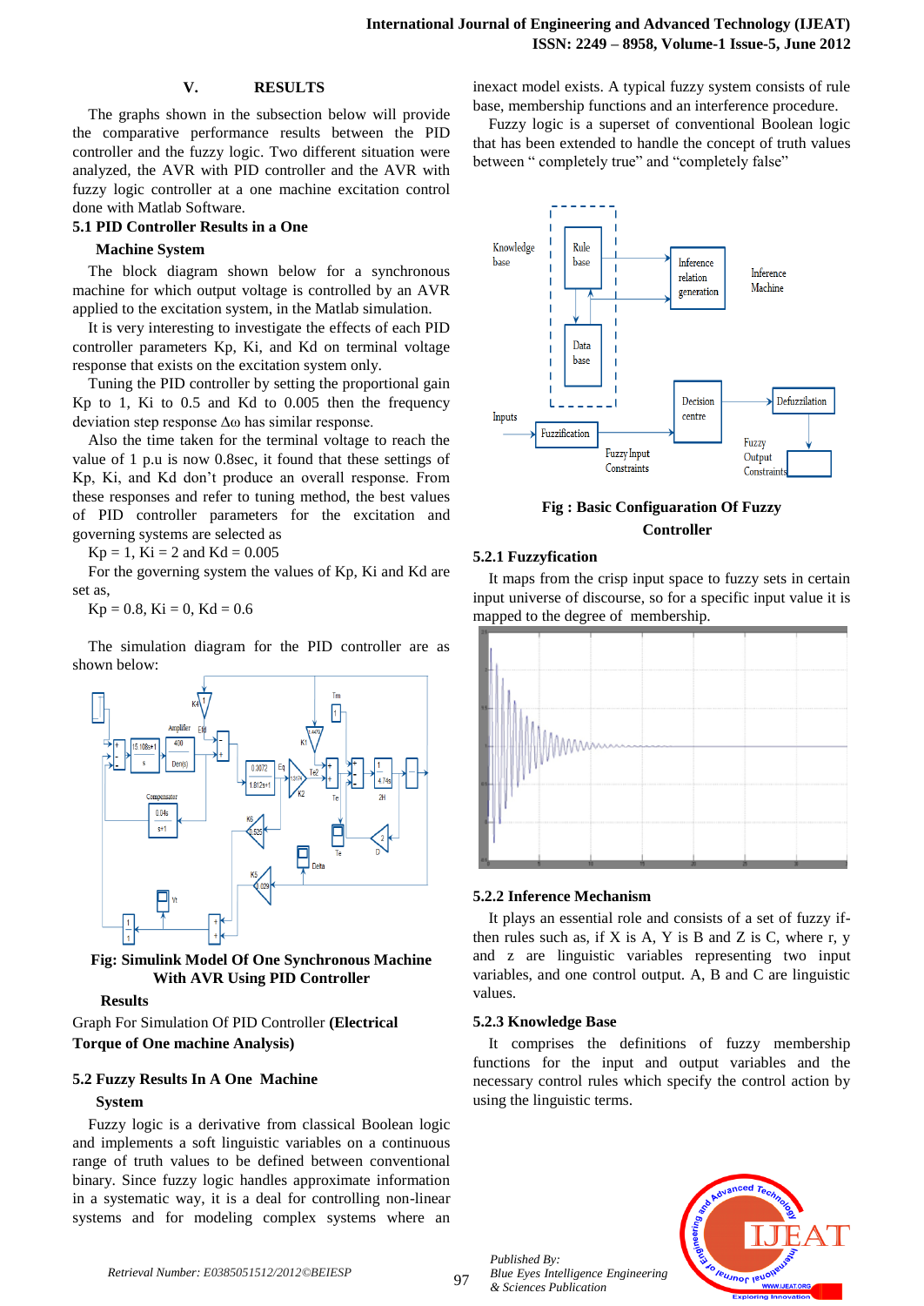## V. RESULTS

The graphs shown in the subsection below will provide the comparative performance results between the PID controller and the fuzzy logic. Two different situation were analyzed, the AVR with PID controller and the AVR with fuzzy logic controller at a one machine excitation control done with Matlab Software.

### 5.1 PID Controller Results in a One Machine System

The block diagram shown below for a synchronous machine for which output voltage is controlled by an AVR applied to the excitation system, in the Matlab simulation.

It is very interesting to investigate the effects of each PID controller parameters Kp, Ki, and Kd on terminal voltage response that exists on the excitation system only.

Tuning the PID controller by setting the proportional gain Kp to 1, Ki to 0.5 and Kd to 0.005 then the frequency deviation step response $\Delta\omega$ has similar response.

Also the time taken for the terminal voltage to reach the value of 1 p.u is now 0.8sec, it found that these settings of Kp, Ki, and Kd don't produce an overall response. From these responses and refer to tuning method, the best values of PID controller parameters for the excitation and governing systems are selected as

Kp = 1, Ki = 2 and Kd = 0.005

For the governing system the values of Kp, Ki and Kd are set as,

Kp = 0.8, Ki = 0, Kd = 0.6

The simulation diagram for the PID controller are as shown below:

**Fig: Simulink Model Of One Synchronous Machine With AVR Using PID Controller**

**Results**

Graph For Simulation Of PID Controller **(Electrical Torque of One machine Analysis)**

### 5.2 Fuzzy Results In A One Machine System

Fuzzy logic is a derivative from classical Boolean logic and implements a soft linguistic variables on a continuous range of truth values to be defined between conventional binary. Since fuzzy logic handles approximate information in a systematic way, it is a deal for controlling non-linear systems and for modeling complex systems where an inexact model exists. A typical fuzzy system consists of rule base, membership functions and an interference procedure.

Fuzzy logic is a superset of conventional Boolean logic that has been extended to handle the concept of truth values between " completely true" and "completely false"

**Fig : Basic Configuaration Of Fuzzy Controller**

#### 5.2.1 Fuzzyfication

It maps from the crisp input space to fuzzy sets in certain input universe of discourse, so for a specific input value it is mapped to the degree of membership.

#### 5.2.2 Inference Mechanism

It plays an essential role and consists of a set of fuzzy if-then rules such as, if X is A, Y is B and Z is C, where r, y and z are linguistic variables representing two input variables, and one control output. A, B and C are linguistic values.

#### 5.2.3 Knowledge Base

It comprises the definitions of fuzzy membership functions for the input and output variables and the necessary control rules which specify the control action by using the linguistic terms.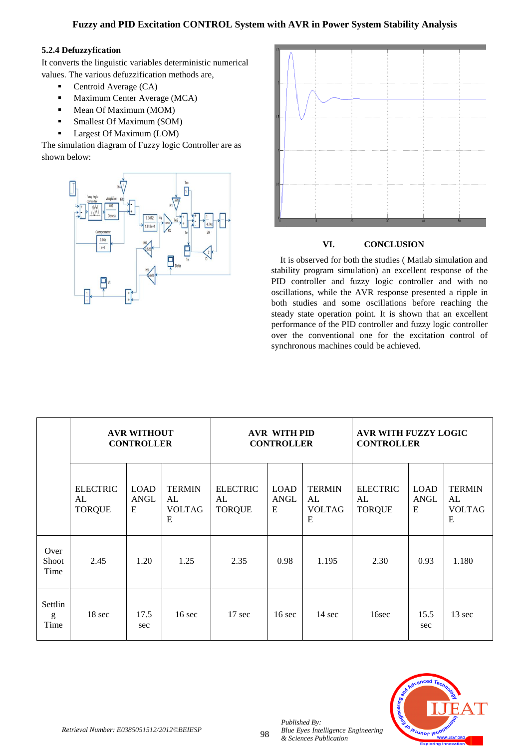### 5.2.4 Defuzzyfication

It converts the linguistic variables deterministic numerical values. The various defuzzification methods are,

- Centroid Average (CA)
- Maximum Center Average (MCA)
- Mean Of Maximum (MOM)
- Smallest Of Maximum (SOM)
- Largest Of Maximum (LOM)

The simulation diagram of Fuzzy logic Controller are as shown below:

## VI. CONCLUSION

It is observed for both the studies ( Matlab simulation and stability program simulation) an excellent response of the PID controller and fuzzy logic controller and with no oscillations, while the AVR response presented a ripple in both studies and some oscillations before reaching the steady state operation point. It is shown that an excellent performance of the PID controller and fuzzy logic controller over the conventional one for the excitation control of synchronous machines could be achieved.

| | AVR WITHOUT CONTROLLER | | | AVR WITH PID CONTROLLER | | | AVR WITH FUZZY LOGIC CONTROLLER | | |
|---|---|---|---|---|---|---|---|---|---|
| | ELECTRICAL TORQUE | LOAD ANGLE | TERMINAL VOLTAGE | ELECTRICAL TORQUE | LOAD ANGLE | TERMINAL VOLTAGE | ELECTRICAL TORQUE | LOAD ANGLE | TERMINAL VOLTAGE |
| Over Shoot Time | 2.45 | 1.20 | 1.25 | 2.35 | 0.98 | 1.195 | 2.30 | 0.93 | 1.180 |
| Settling Time | 18 sec | 17.5 sec | 16 sec | 17 sec | 16 sec | 14 sec | 16sec | 15.5 sec | 13 sec |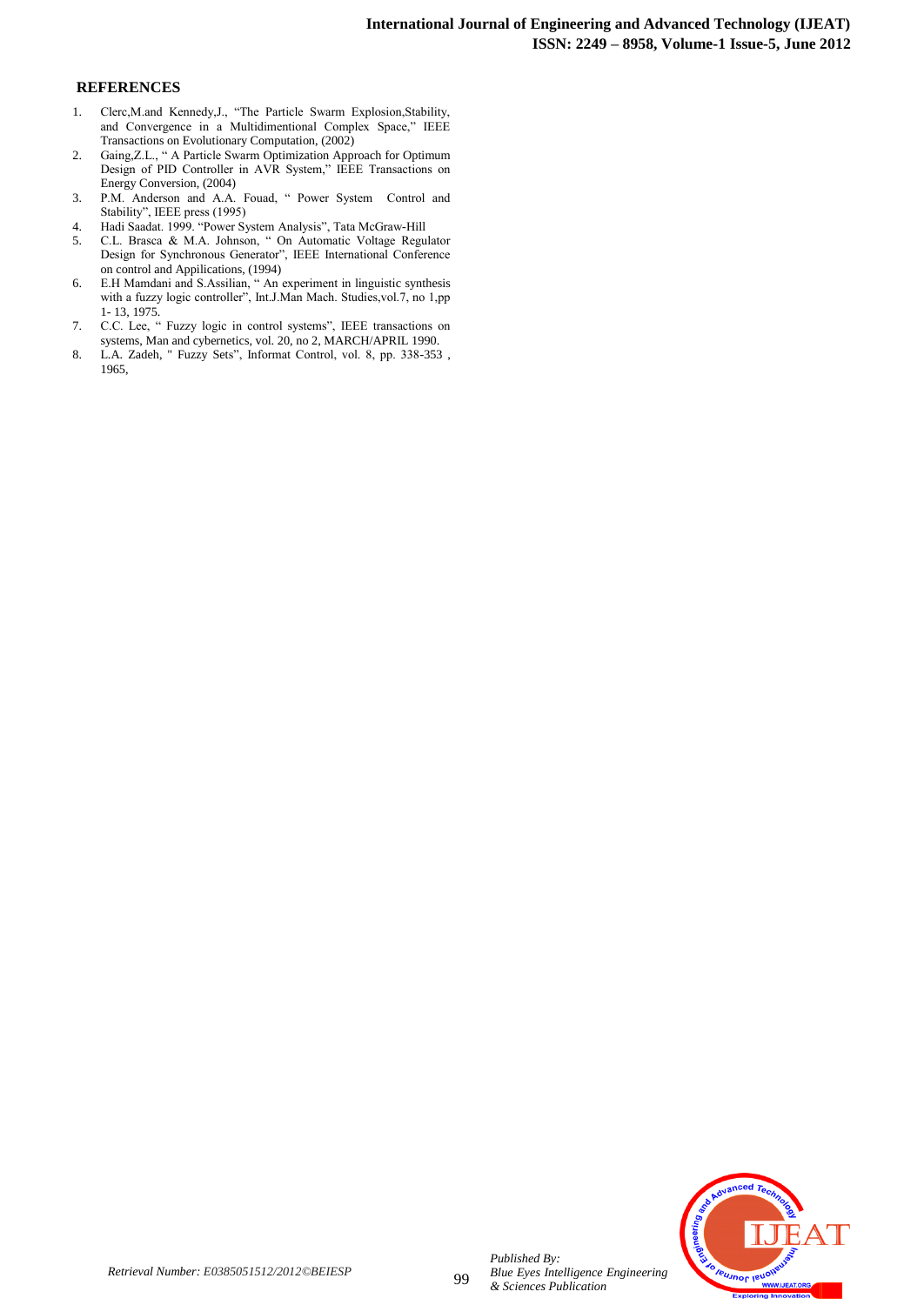## REFERENCES

1. Clerc,M.and Kennedy,J., "The Particle Swarm Explosion,Stability, and Convergence in a Multidimentional Complex Space," IEEE Transactions on Evolutionary Computation, (2002)
2. Gaing,Z.L., " A Particle Swarm Optimization Approach for Optimum Design of PID Controller in AVR System," IEEE Transactions on Energy Conversion, (2004)
3. P.M. Anderson and A.A. Fouad, " Power System Control and Stability", IEEE press (1995)
4. Hadi Saadat. 1999. "Power System Analysis", Tata McGraw-Hill
5. C.L. Brasca & M.A. Johnson, " On Automatic Voltage Regulator Design for Synchronous Generator", IEEE International Conference on control and Appilications, (1994)
6. E.H Mamdani and S.Assilian, " An experiment in linguistic synthesis with a fuzzy logic controller", Int.J.Man Mach. Studies,vol.7, no 1,pp 1- 13, 1975.
7. C.C. Lee, " Fuzzy logic in control systems", IEEE transactions on systems, Man and cybernetics, vol. 20, no 2, MARCH/APRIL 1990.
8. L.A. Zadeh, " Fuzzy Sets", Informat Control, vol. 8, pp. 338-353 , 1965,